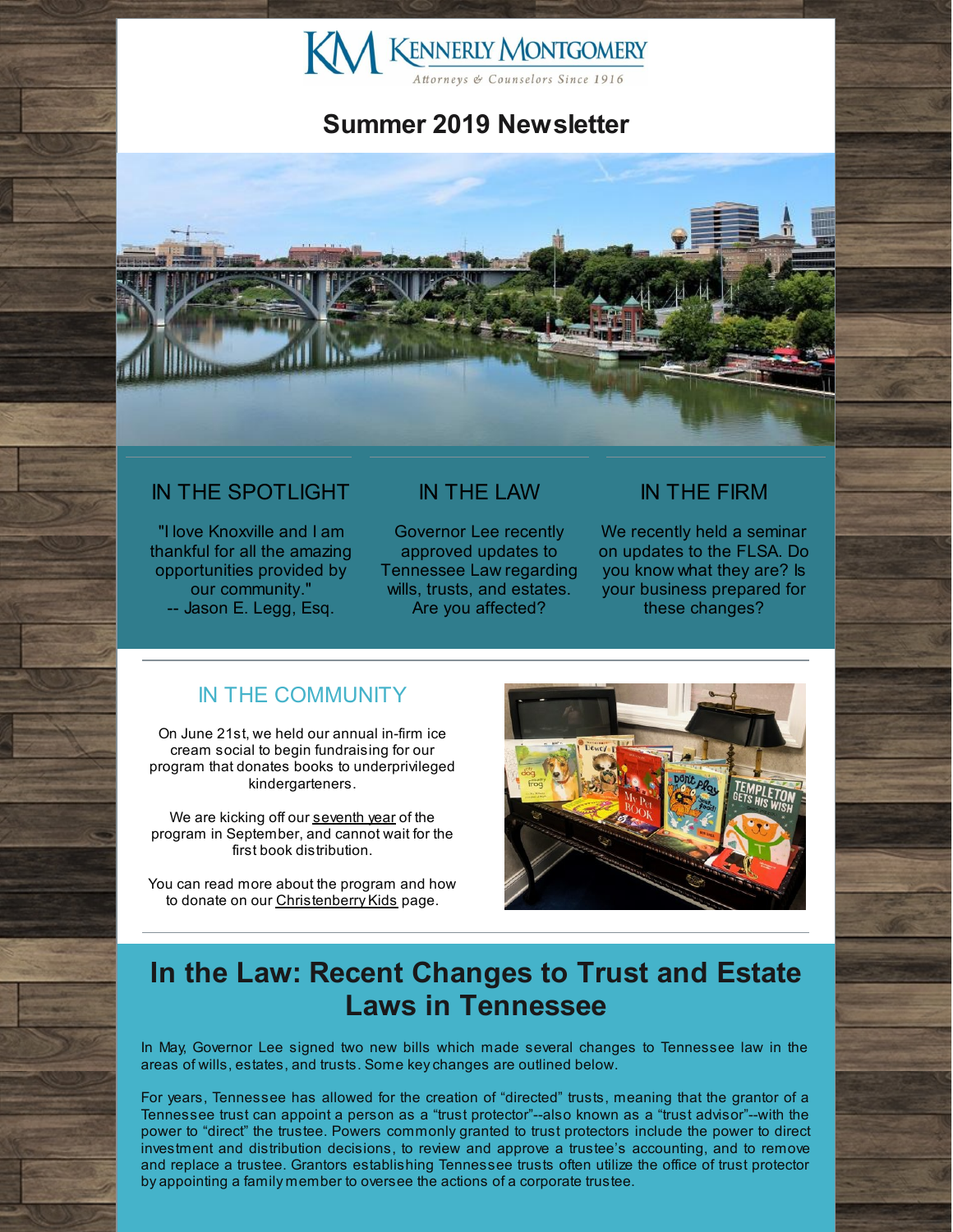KENNERLY MONTGOMERY

*Attorneys & Counselors Since 1916*

# Summer 2019 Newsletter

## IN THE SPOTLIGHT

"I love Knoxville and I am thankful for all the amazing opportunities provided by our community."
-- Jason E. Legg, Esq.

## IN THE LAW

Governor Lee recently approved updates to Tennessee Law regarding wills, trusts, and estates. Are you affected?

## IN THE FIRM

We recently held a seminar on updates to the FLSA. Do you know what they are? Is your business prepared for these changes?

## IN THE COMMUNITY

On June 21st, we held our annual in-firm ice cream social to begin fundraising for our program that donates books to underprivileged kindergarteners.

We are kicking off our seventh year of the program in September, and cannot wait for the first book distribution.

You can read more about the program and how to donate on our Christenberry Kids page.

# In the Law: Recent Changes to Trust and Estate Laws in Tennessee

In May, Governor Lee signed two new bills which made several changes to Tennessee law in the areas of wills, estates, and trusts. Some key changes are outlined below.

For years, Tennessee has allowed for the creation of "directed" trusts, meaning that the grantor of a Tennessee trust can appoint a person as a "trust protector"--also known as a "trust advisor"--with the power to "direct" the trustee. Powers commonly granted to trust protectors include the power to direct investment and distribution decisions, to review and approve a trustee's accounting, and to remove and replace a trustee. Grantors establishing Tennessee trusts often utilize the office of trust protector by appointing a family member to oversee the actions of a corporate trustee.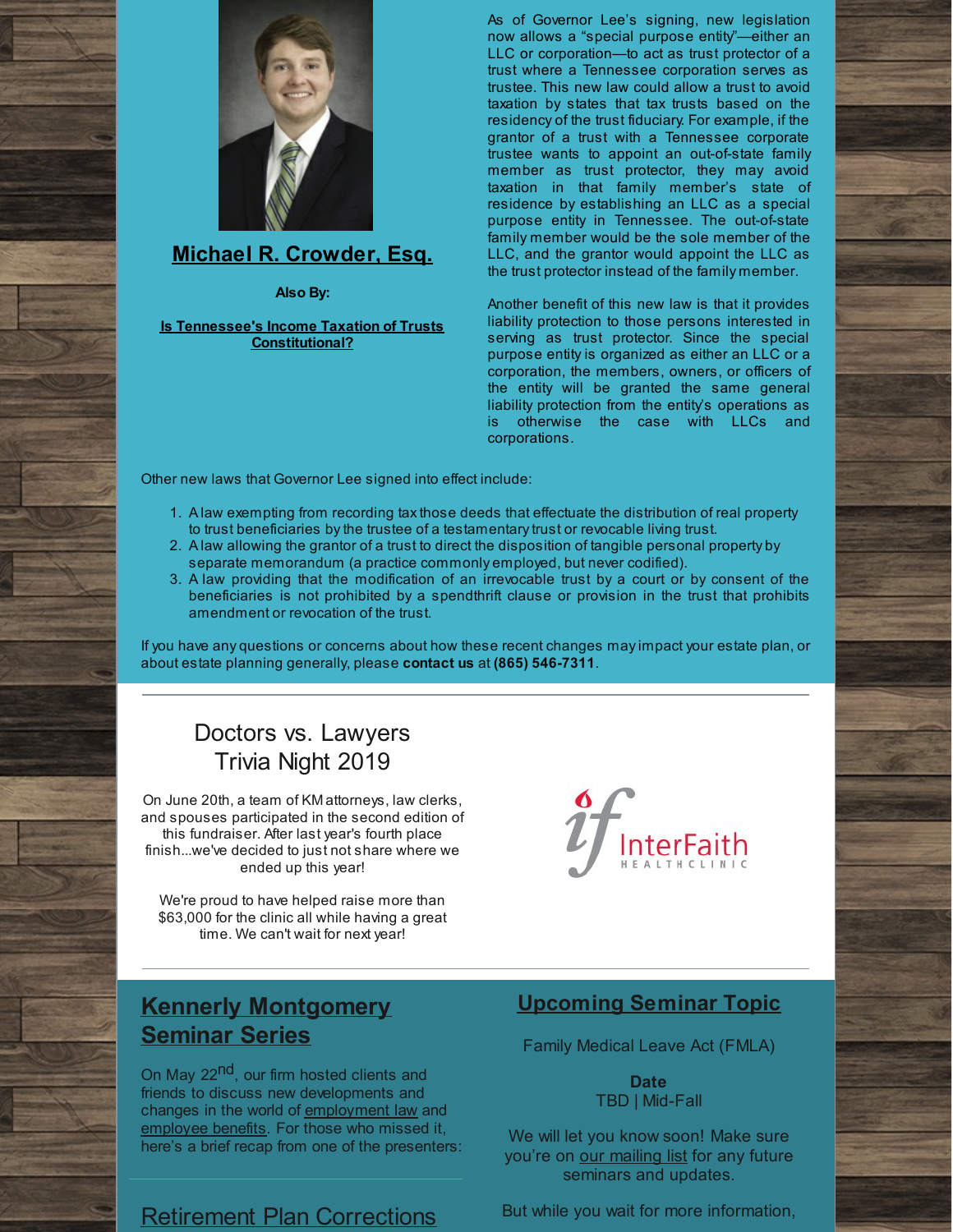## Michael R. Crowder, Esq.

**Also By:**

**Is Tennessee's Income Taxation of Trusts Constitutional?**

As of Governor Lee's signing, new legislation now allows a "special purpose entity"—either an LLC or corporation—to act as trust protector of a trust where a Tennessee corporation serves as trustee. This new law could allow a trust to avoid taxation by states that tax trusts based on the residency of the trust fiduciary. For example, if the grantor of a trust with a Tennessee corporate trustee wants to appoint an out-of-state family member as trust protector, they may avoid taxation in that family member's state of residence by establishing an LLC as a special purpose entity in Tennessee. The out-of-state family member would be the sole member of the LLC, and the grantor would appoint the LLC as the trust protector instead of the family member.

Another benefit of this new law is that it provides liability protection to those persons interested in serving as trust protector. Since the special purpose entity is organized as either an LLC or a corporation, the members, owners, or officers of the entity will be granted the same general liability protection from the entity's operations as is otherwise the case with LLCs and corporations.

Other new laws that Governor Lee signed into effect include:

1. A law exempting from recording tax those deeds that effectuate the distribution of real property to trust beneficiaries by the trustee of a testamentary trust or revocable living trust.
2. A law allowing the grantor of a trust to direct the disposition of tangible personal property by separate memorandum (a practice commonly employed, but never codified).
3. A law providing that the modification of an irrevocable trust by a court or by consent of the beneficiaries is not prohibited by a spendthrift clause or provision in the trust that prohibits amendment or revocation of the trust.

If you have any questions or concerns about how these recent changes may impact your estate plan, or about estate planning generally, please **contact us** at **(865) 546-7311**.

---

## Doctors vs. Lawyers Trivia Night 2019

On June 20th, a team of KM attorneys, law clerks, and spouses participated in the second edition of this fundraiser. After last year's fourth place finish...we've decided to just not share where we ended up this year!

We're proud to have helped raise more than $63,000 for the clinic all while having a great time. We can't wait for next year!

InterFaith HEALTH CLINIC

---

## Kennerly Montgomery Seminar Series

On May 22nd, our firm hosted clients and friends to discuss new developments and changes in the world of employment law and employee benefits. For those who missed it, here's a brief recap from one of the presenters:

## Upcoming Seminar Topic

Family Medical Leave Act (FMLA)

**Date**
TBD | Mid-Fall

We will let you know soon! Make sure you're on our mailing list for any future seminars and updates.

But while you wait for more information,

## Retirement Plan Corrections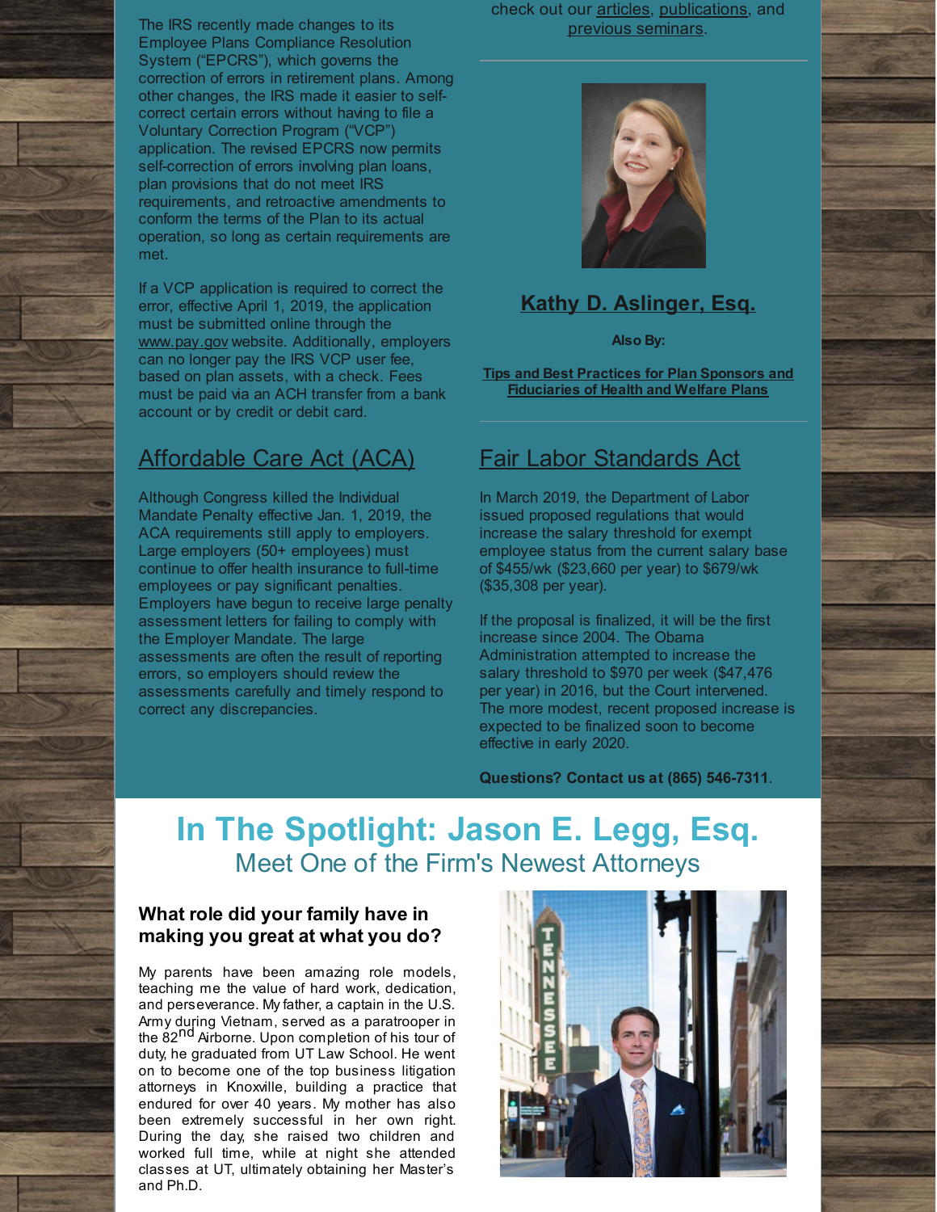The IRS recently made changes to its Employee Plans Compliance Resolution System ("EPCRS"), which governs the correction of errors in retirement plans. Among other changes, the IRS made it easier to self-correct certain errors without having to file a Voluntary Correction Program ("VCP") application. The revised EPCRS now permits self-correction of errors involving plan loans, plan provisions that do not meet IRS requirements, and retroactive amendments to conform the terms of the Plan to its actual operation, so long as certain requirements are met.

If a VCP application is required to correct the error, effective April 1, 2019, the application must be submitted online through the www.pay.gov website. Additionally, employers can no longer pay the IRS VCP user fee, based on plan assets, with a check. Fees must be paid via an ACH transfer from a bank account or by credit or debit card.

## Affordable Care Act (ACA)

Although Congress killed the Individual Mandate Penalty effective Jan. 1, 2019, the ACA requirements still apply to employers. Large employers (50+ employees) must continue to offer health insurance to full-time employees or pay significant penalties. Employers have begun to receive large penalty assessment letters for failing to comply with the Employer Mandate. The large assessments are often the result of reporting errors, so employers should review the assessments carefully and timely respond to correct any discrepancies.

check out our articles, publications, and previous seminars.

**Kathy D. Aslinger, Esq.**

**Also By:**

**Tips and Best Practices for Plan Sponsors and Fiduciaries of Health and Welfare Plans**

## Fair Labor Standards Act

In March 2019, the Department of Labor issued proposed regulations that would increase the salary threshold for exempt employee status from the current salary base of $455/wk ($23,660 per year) to $679/wk ($35,308 per year).

If the proposal is finalized, it will be the first increase since 2004. The Obama Administration attempted to increase the salary threshold to $970 per week ($47,476 per year) in 2016, but the Court intervened. The more modest, recent proposed increase is expected to be finalized soon to become effective in early 2020.

**Questions? Contact us at (865) 546-7311**.

# In The Spotlight: Jason E. Legg, Esq.

## Meet One of the Firm's Newest Attorneys

### What role did your family have in making you great at what you do?

My parents have been amazing role models, teaching me the value of hard work, dedication, and perseverance. My father, a captain in the U.S. Army during Vietnam, served as a paratrooper in the 82nd Airborne. Upon completion of his tour of duty, he graduated from UT Law School. He went on to become one of the top business litigation attorneys in Knoxville, building a practice that endured for over 40 years. My mother has also been extremely successful in her own right. During the day, she raised two children and worked full time, while at night she attended classes at UT, ultimately obtaining her Master's and Ph.D.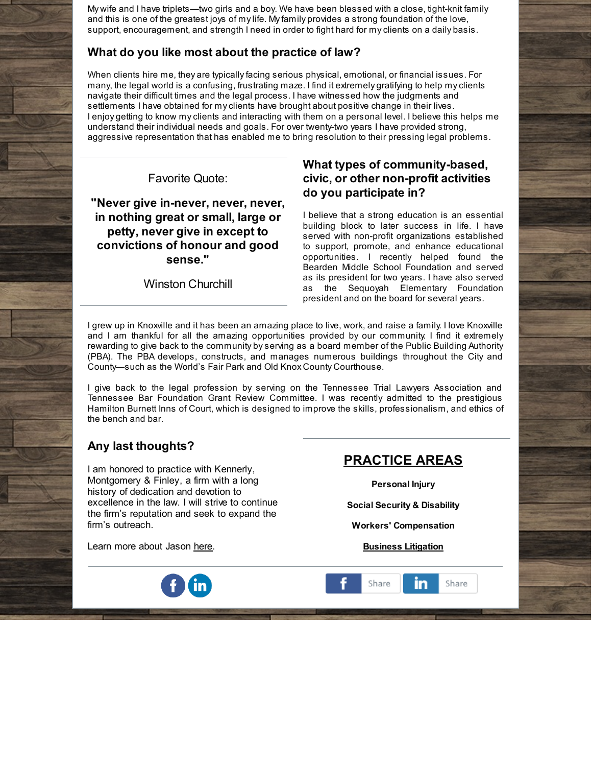My wife and I have triplets—two girls and a boy. We have been blessed with a close, tight-knit family and this is one of the greatest joys of my life. My family provides a strong foundation of the love, support, encouragement, and strength I need in order to fight hard for my clients on a daily basis.

### What do you like most about the practice of law?

When clients hire me, they are typically facing serious physical, emotional, or financial issues. For many, the legal world is a confusing, frustrating maze. I find it extremely gratifying to help my clients navigate their difficult times and the legal process. I have witnessed how the judgments and settlements I have obtained for my clients have brought about positive change in their lives.
I enjoy getting to know my clients and interacting with them on a personal level. I believe this helps me understand their individual needs and goals. For over twenty-two years I have provided strong, aggressive representation that has enabled me to bring resolution to their pressing legal problems.

Favorite Quote:

**"Never give in-never, never, never, in nothing great or small, large or petty, never give in except to convictions of honour and good sense."**

Winston Churchill

### What types of community-based, civic, or other non-profit activities do you participate in?

I believe that a strong education is an essential building block to later success in life. I have served with non-profit organizations established to support, promote, and enhance educational opportunities. I recently helped found the Bearden Middle School Foundation and served as its president for two years. I have also served as the Sequoyah Elementary Foundation president and on the board for several years.

I grew up in Knoxville and it has been an amazing place to live, work, and raise a family. I love Knoxville and I am thankful for all the amazing opportunities provided by our community. I find it extremely rewarding to give back to the community by serving as a board member of the Public Building Authority (PBA). The PBA develops, constructs, and manages numerous buildings throughout the City and County—such as the World's Fair Park and Old Knox County Courthouse.

I give back to the legal profession by serving on the Tennessee Trial Lawyers Association and Tennessee Bar Foundation Grant Review Committee. I was recently admitted to the prestigious Hamilton Burnett Inns of Court, which is designed to improve the skills, professionalism, and ethics of the bench and bar.

### Any last thoughts?

I am honored to practice with Kennerly, Montgomery & Finley, a firm with a long history of dedication and devotion to excellence in the law. I will strive to continue the firm's reputation and seek to expand the firm's outreach.

Learn more about Jason [here](#).

## PRACTICE AREAS

**Personal Injury**

**Social Security & Disability**

**Workers' Compensation**

**Business Litigation**

Share

Share